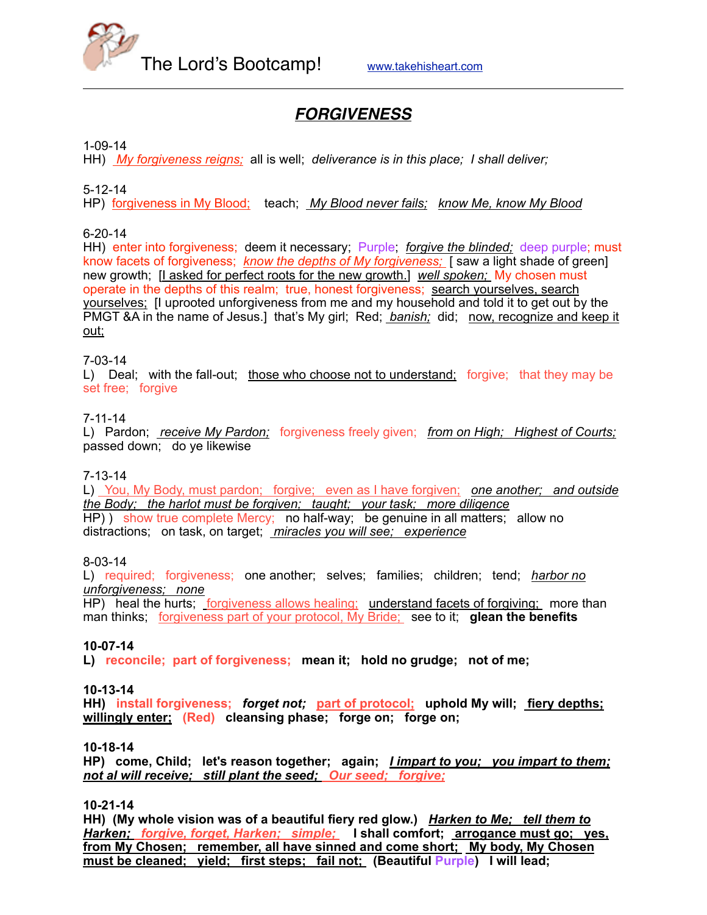The Lord's Bootcamp! www.takehisheart.com

# ***FORGIVENESS***

1-09-14
HH) *My forgiveness reigns;* all is well; *deliverance is in this place; I shall deliver;*

5-12-14
HP) forgiveness in My Blood; teach; *My Blood never fails; know Me, know My Blood*

6-20-14
HH) enter into forgiveness; deem it necessary; Purple; *forgive the blinded;* deep purple; must know facets of forgiveness; *know the depths of My forgiveness;* [ saw a light shade of green] new growth; [I asked for perfect roots for the new growth.] *well spoken;* My chosen must operate in the depths of this realm; true, honest forgiveness; search yourselves, search yourselves; [I uprooted unforgiveness from me and my household and told it to get out by the PMGT &A in the name of Jesus.] that's My girl; Red; *banish;* did; now, recognize and keep it out;

7-03-14
L) Deal; with the fall-out; those who choose not to understand; forgive; that they may be set free; forgive

7-11-14
L) Pardon; *receive My Pardon;* forgiveness freely given; *from on High; Highest of Courts;* passed down; do ye likewise

7-13-14
L) You, My Body, must pardon; forgive; even as I have forgiven; *one another; and outside the Body; the harlot must be forgiven; taught; your task; more diligence*
HP) ) show true complete Mercy; no half-way; be genuine in all matters; allow no distractions; on task, on target; *miracles you will see; experience*

8-03-14
L) required; forgiveness; one another; selves; families; children; tend; *harbor no unforgiveness; none*
HP) heal the hurts; forgiveness allows healing; understand facets of forgiving; more than man thinks; forgiveness part of your protocol, My Bride; see to it; **glean the benefits**

**10-07-14**
**L) reconcile; part of forgiveness; mean it; hold no grudge; not of me;**

**10-13-14**
**HH) install forgiveness; *forget not;* part of protocol; uphold My will; fiery depths; willingly enter; (Red) cleansing phase; forge on; forge on;**

**10-18-14**
**HP) come, Child; let's reason together; again; *I impart to you; you impart to them; not al will receive; still plant the seed; Our seed; forgive;***

**10-21-14**
**HH) (My whole vision was of a beautiful fiery red glow.) *Harken to Me; tell them to Harken; forgive, forget, Harken; simple;* I shall comfort; arrogance must go; yes, from My Chosen; remember, all have sinned and come short; My body, My Chosen must be cleaned; yield; first steps; fail not; (Beautiful Purple) I will lead;**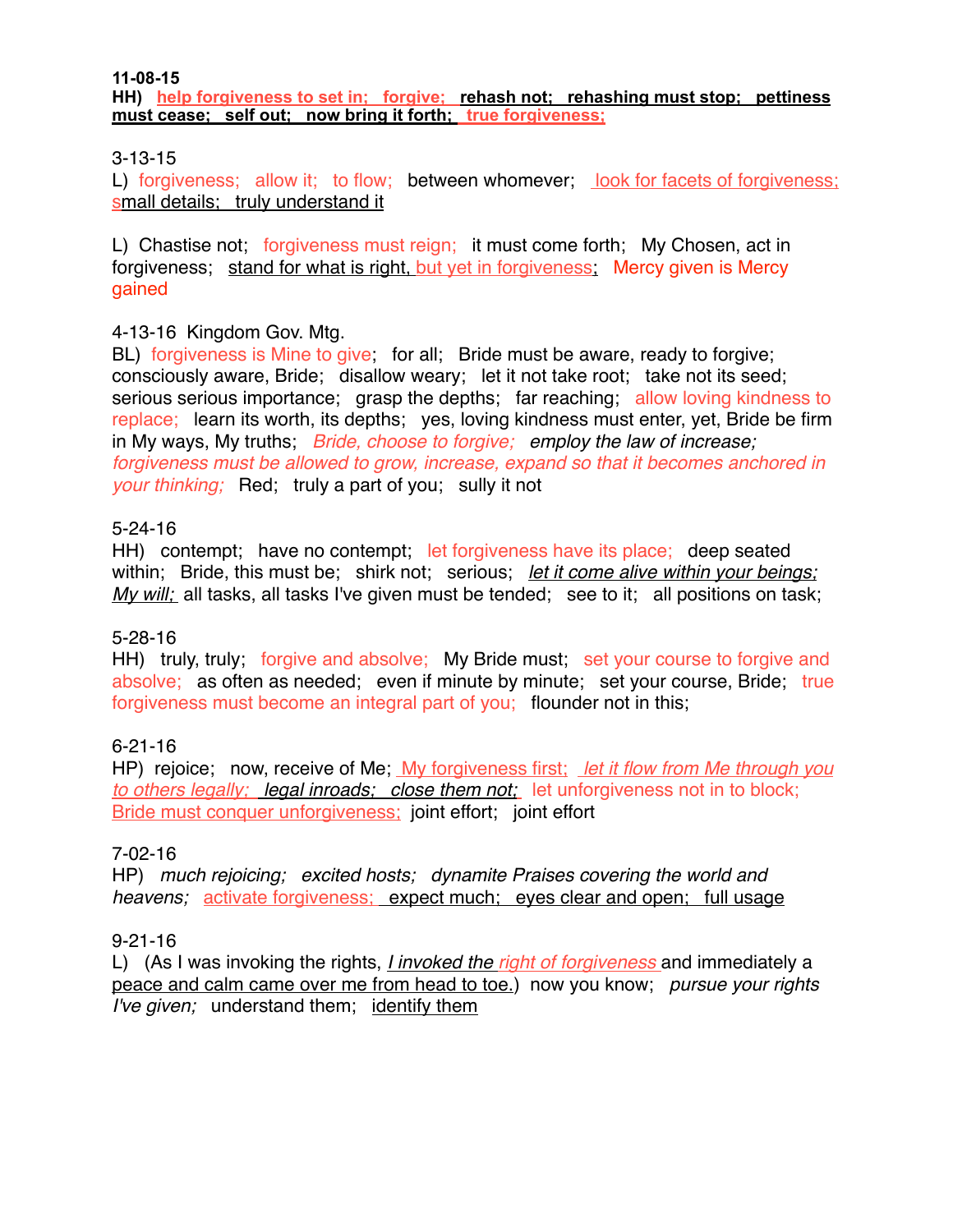**11-08-15**
**HH) <u>help forgiveness to set in; forgive; rehash not; rehashing must stop; pettiness must cease; self out; now bring it forth; true forgiveness;</u>**

3-13-15
L) forgiveness; allow it; to flow; between whomever; <u>look for facets of forgiveness; small details; truly understand it</u>

L) Chastise not; forgiveness must reign; it must come forth; My Chosen, act in forgiveness; <u>stand for what is right, but yet in forgiveness</u>; Mercy given is Mercy gained

4-13-16 Kingdom Gov. Mtg.
BL) forgiveness is Mine to give; for all; Bride must be aware, ready to forgive; consciously aware, Bride; disallow weary; let it not take root; take not its seed; serious serious importance; grasp the depths; far reaching; allow loving kindness to replace; learn its worth, its depths; yes, loving kindness must enter, yet, Bride be firm in My ways, My truths; *Bride, choose to forgive; employ the law of increase; forgiveness must be allowed to grow, increase, expand so that it becomes anchored in your thinking;* Red; truly a part of you; sully it not

5-24-16
HH) contempt; have no contempt; let forgiveness have its place; deep seated within; Bride, this must be; shirk not; serious; <u>*let it come alive within your beings; My will;*</u> all tasks, all tasks I've given must be tended; see to it; all positions on task;

5-28-16
HH) truly, truly; forgive and absolve; My Bride must; set your course to forgive and absolve; as often as needed; even if minute by minute; set your course, Bride; true forgiveness must become an integral part of you; flounder not in this;

6-21-16
HP) rejoice; now, receive of Me; <u>My forgiveness first;</u> <u>*let it flow from Me through you to others legally; legal inroads; close them not;*</u> let unforgiveness not in to block; <u>Bride must conquer unforgiveness;</u> joint effort; joint effort

7-02-16
HP) *much rejoicing; excited hosts; dynamite Praises covering the world and heavens;* <u>activate forgiveness; expect much; eyes clear and open; full usage</u>

9-21-16
L) (As I was invoking the rights, <u>*I invoked the right of forgiveness* and immediately a peace and calm came over me from head to toe.</u>) now you know; *pursue your rights I've given;* understand them; <u>identify them</u>